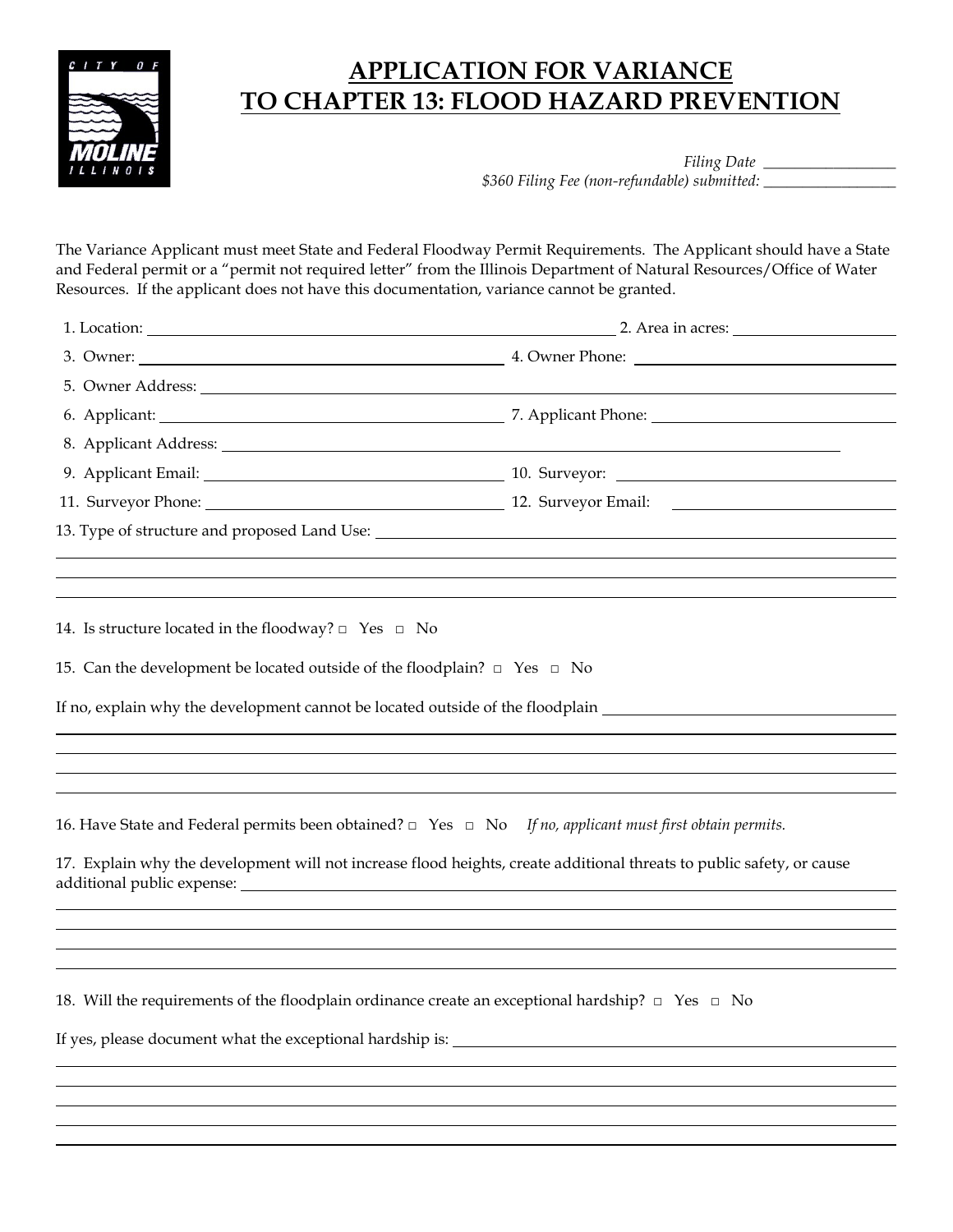# APPLICATION FOR VARIANCE TO CHAPTER 13: FLOOD HAZARD PREVENTION

*Filing Date* \_\_\_\_\_\_\_\_\_\_\_\_\_\_\_\_

*$360 Filing Fee (non-refundable) submitted:* \_\_\_\_\_\_\_\_\_\_\_\_\_\_\_\_

The Variance Applicant must meet State and Federal Floodway Permit Requirements. The Applicant should have a State and Federal permit or a "permit not required letter" from the Illinois Department of Natural Resources/Office of Water Resources. If the applicant does not have this documentation, variance cannot be granted.

1. Location: \_\_\_\_\_\_\_\_\_\_\_\_\_\_\_\_ 2. Area in acres: \_\_\_\_\_\_\_\_\_\_\_\_\_\_\_\_
3. Owner: \_\_\_\_\_\_\_\_\_\_\_\_\_\_\_\_ 4. Owner Phone: \_\_\_\_\_\_\_\_\_\_\_\_\_\_\_\_
5. Owner Address: \_\_\_\_\_\_\_\_\_\_\_\_\_\_\_\_
6. Applicant: \_\_\_\_\_\_\_\_\_\_\_\_\_\_\_\_ 7. Applicant Phone: \_\_\_\_\_\_\_\_\_\_\_\_\_\_\_\_
8. Applicant Address: \_\_\_\_\_\_\_\_\_\_\_\_\_\_\_\_
9. Applicant Email: \_\_\_\_\_\_\_\_\_\_\_\_\_\_\_\_ 10. Surveyor: \_\_\_\_\_\_\_\_\_\_\_\_\_\_\_\_
11. Surveyor Phone: \_\_\_\_\_\_\_\_\_\_\_\_\_\_\_\_ 12. Surveyor Email: \_\_\_\_\_\_\_\_\_\_\_\_\_\_\_\_
13. Type of structure and proposed Land Use: \_\_\_\_\_\_\_\_\_\_\_\_\_\_\_\_

14. Is structure located in the floodway? □ Yes □ No

15. Can the development be located outside of the floodplain? □ Yes □ No

If no, explain why the development cannot be located outside of the floodplain \_\_\_\_\_\_\_\_\_\_\_\_\_\_\_\_

16. Have State and Federal permits been obtained? □ Yes □ No *If no, applicant must first obtain permits.*

17. Explain why the development will not increase flood heights, create additional threats to public safety, or cause additional public expense: \_\_\_\_\_\_\_\_\_\_\_\_\_\_\_\_

18. Will the requirements of the floodplain ordinance create an exceptional hardship? □ Yes □ No

If yes, please document what the exceptional hardship is: \_\_\_\_\_\_\_\_\_\_\_\_\_\_\_\_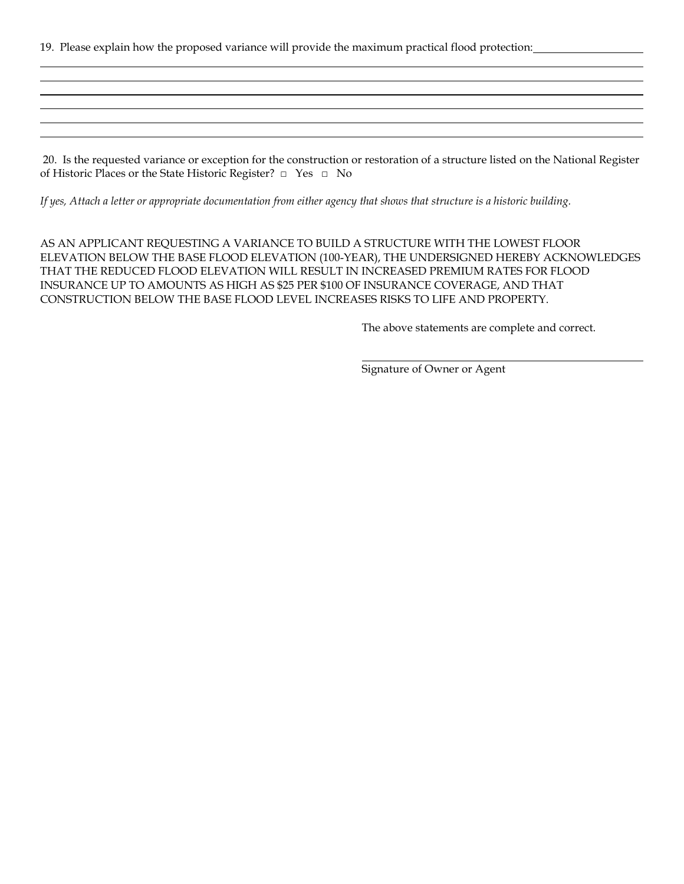19. Please explain how the proposed variance will provide the maximum practical flood protection: ____________________

________________________________________________________________________________

________________________________________________________________________________

________________________________________________________________________________

________________________________________________________________________________

________________________________________________________________________________

________________________________________________________________________________

20. Is the requested variance or exception for the construction or restoration of a structure listed on the National Register of Historic Places or the State Historic Register? □ Yes □ No

*If yes, Attach a letter or appropriate documentation from either agency that shows that structure is a historic building.*

AS AN APPLICANT REQUESTING A VARIANCE TO BUILD A STRUCTURE WITH THE LOWEST FLOOR ELEVATION BELOW THE BASE FLOOD ELEVATION (100-YEAR), THE UNDERSIGNED HEREBY ACKNOWLEDGES THAT THE REDUCED FLOOD ELEVATION WILL RESULT IN INCREASED PREMIUM RATES FOR FLOOD INSURANCE UP TO AMOUNTS AS HIGH AS $25 PER $100 OF INSURANCE COVERAGE, AND THAT CONSTRUCTION BELOW THE BASE FLOOD LEVEL INCREASES RISKS TO LIFE AND PROPERTY.

The above statements are complete and correct.

________________________________________

Signature of Owner or Agent